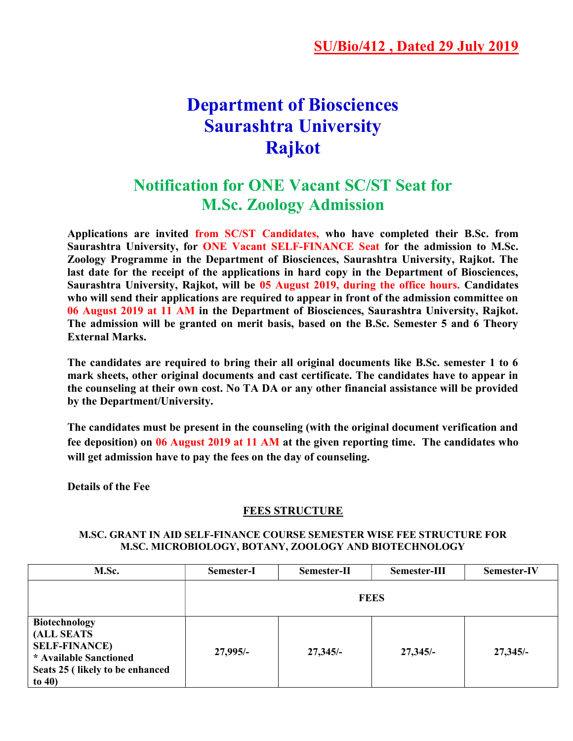**SU/Bio/412 , Dated 29 July 2019**

# Department of Biosciences
# Saurashtra University
# Rajkot

## Notification for ONE Vacant SC/ST Seat for M.Sc. Zoology Admission

**Applications are invited from SC/ST Candidates, who have completed their B.Sc. from Saurashtra University, for ONE Vacant SELF-FINANCE Seat for the admission to M.Sc. Zoology Programme in the Department of Biosciences, Saurashtra University, Rajkot. The last date for the receipt of the applications in hard copy in the Department of Biosciences, Saurashtra University, Rajkot, will be 05 August 2019, during the office hours. Candidates who will send their applications are required to appear in front of the admission committee on 06 August 2019 at 11 AM in the Department of Biosciences, Saurashtra University, Rajkot. The admission will be granted on merit basis, based on the B.Sc. Semester 5 and 6 Theory External Marks.**

**The candidates are required to bring their all original documents like B.Sc. semester 1 to 6 mark sheets, other original documents and cast certificate. The candidates have to appear in the counseling at their own cost. No TA DA or any other financial assistance will be provided by the Department/University.**

**The candidates must be present in the counseling (with the original document verification and fee deposition) on 06 August 2019 at 11 AM at the given reporting time. The candidates who will get admission have to pay the fees on the day of counseling.**

**Details of the Fee**

**FEES STRUCTURE**

**M.SC. GRANT IN AID SELF-FINANCE COURSE SEMESTER WISE FEE STRUCTURE FOR M.SC. MICROBIOLOGY, BOTANY, ZOOLOGY AND BIOTECHNOLOGY**

| M.Sc. | Semester-I | Semester-II | Semester-III | Semester-IV |
|---|---|---|---|---|
| | FEES | | | |
| Biotechnology (ALL SEATS SELF-FINANCE) * Available Sanctioned Seats 25 ( likely to be enhanced to 40) | 27,995/- | 27,345/- | 27,345/- | 27,345/- |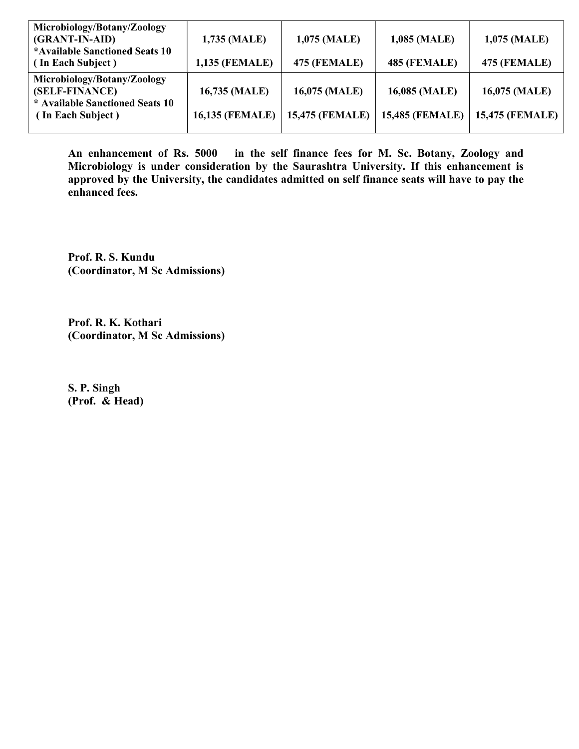| | | | | |
|---|---|---|---|---|
| **Microbiology/Botany/Zoology (GRANT-IN-AID) *Available Sanctioned Seats 10 ( In Each Subject )** | **1,735 (MALE) 1,135 (FEMALE)** | **1,075 (MALE) 475 (FEMALE)** | **1,085 (MALE) 485 (FEMALE)** | **1,075 (MALE) 475 (FEMALE)** |
| **Microbiology/Botany/Zoology (SELF-FINANCE) * Available Sanctioned Seats 10 ( In Each Subject )** | **16,735 (MALE) 16,135 (FEMALE)** | **16,075 (MALE) 15,475 (FEMALE)** | **16,085 (MALE) 15,485 (FEMALE)** | **16,075 (MALE) 15,475 (FEMALE)** |

**An enhancement of Rs. 5000 in the self finance fees for M. Sc. Botany, Zoology and Microbiology is under consideration by the Saurashtra University. If this enhancement is approved by the University, the candidates admitted on self finance seats will have to pay the enhanced fees.**

**Prof. R. S. Kundu**
**(Coordinator, M Sc Admissions)**

**Prof. R. K. Kothari**
**(Coordinator, M Sc Admissions)**

**S. P. Singh**
**(Prof. & Head)**